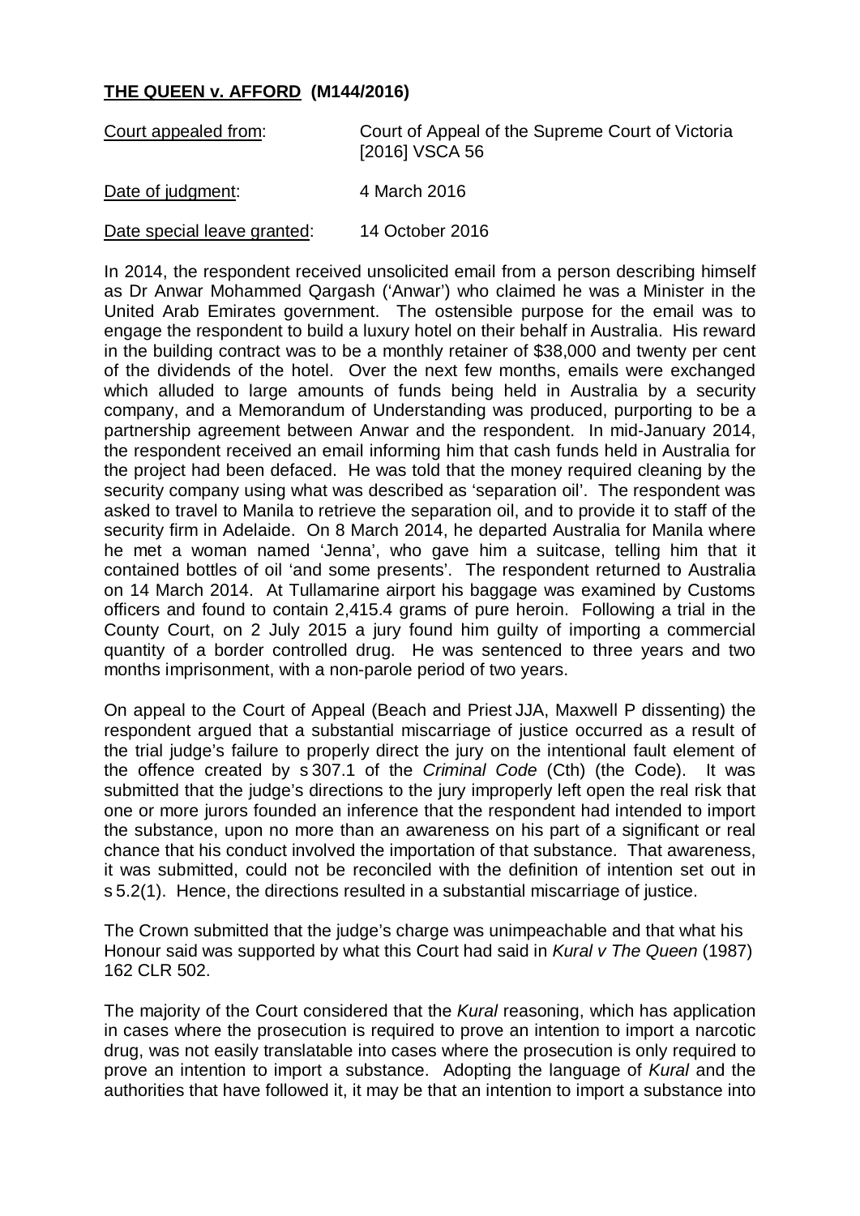**THE QUEEN v. AFFORD (M144/2016)**

| Court appealed from: | Court of Appeal of the Supreme Court of Victoria [2016] VSCA 56 |
|---|---|
| Date of judgment: | 4 March 2016 |
| Date special leave granted: | 14 October 2016 |

In 2014, the respondent received unsolicited email from a person describing himself as Dr Anwar Mohammed Qargash ('Anwar') who claimed he was a Minister in the United Arab Emirates government. The ostensible purpose for the email was to engage the respondent to build a luxury hotel on their behalf in Australia. His reward in the building contract was to be a monthly retainer of $38,000 and twenty per cent of the dividends of the hotel. Over the next few months, emails were exchanged which alluded to large amounts of funds being held in Australia by a security company, and a Memorandum of Understanding was produced, purporting to be a partnership agreement between Anwar and the respondent. In mid-January 2014, the respondent received an email informing him that cash funds held in Australia for the project had been defaced. He was told that the money required cleaning by the security company using what was described as 'separation oil'. The respondent was asked to travel to Manila to retrieve the separation oil, and to provide it to staff of the security firm in Adelaide. On 8 March 2014, he departed Australia for Manila where he met a woman named 'Jenna', who gave him a suitcase, telling him that it contained bottles of oil 'and some presents'. The respondent returned to Australia on 14 March 2014. At Tullamarine airport his baggage was examined by Customs officers and found to contain 2,415.4 grams of pure heroin. Following a trial in the County Court, on 2 July 2015 a jury found him guilty of importing a commercial quantity of a border controlled drug. He was sentenced to three years and two months imprisonment, with a non-parole period of two years.

On appeal to the Court of Appeal (Beach and Priest JJA, Maxwell P dissenting) the respondent argued that a substantial miscarriage of justice occurred as a result of the trial judge's failure to properly direct the jury on the intentional fault element of the offence created by s 307.1 of the *Criminal Code* (Cth) (the Code). It was submitted that the judge's directions to the jury improperly left open the real risk that one or more jurors founded an inference that the respondent had intended to import the substance, upon no more than an awareness on his part of a significant or real chance that his conduct involved the importation of that substance. That awareness, it was submitted, could not be reconciled with the definition of intention set out in s 5.2(1). Hence, the directions resulted in a substantial miscarriage of justice.

The Crown submitted that the judge's charge was unimpeachable and that what his Honour said was supported by what this Court had said in *Kural v The Queen* (1987) 162 CLR 502.

The majority of the Court considered that the *Kural* reasoning, which has application in cases where the prosecution is required to prove an intention to import a narcotic drug, was not easily translatable into cases where the prosecution is only required to prove an intention to import a substance. Adopting the language of *Kural* and the authorities that have followed it, it may be that an intention to import a substance into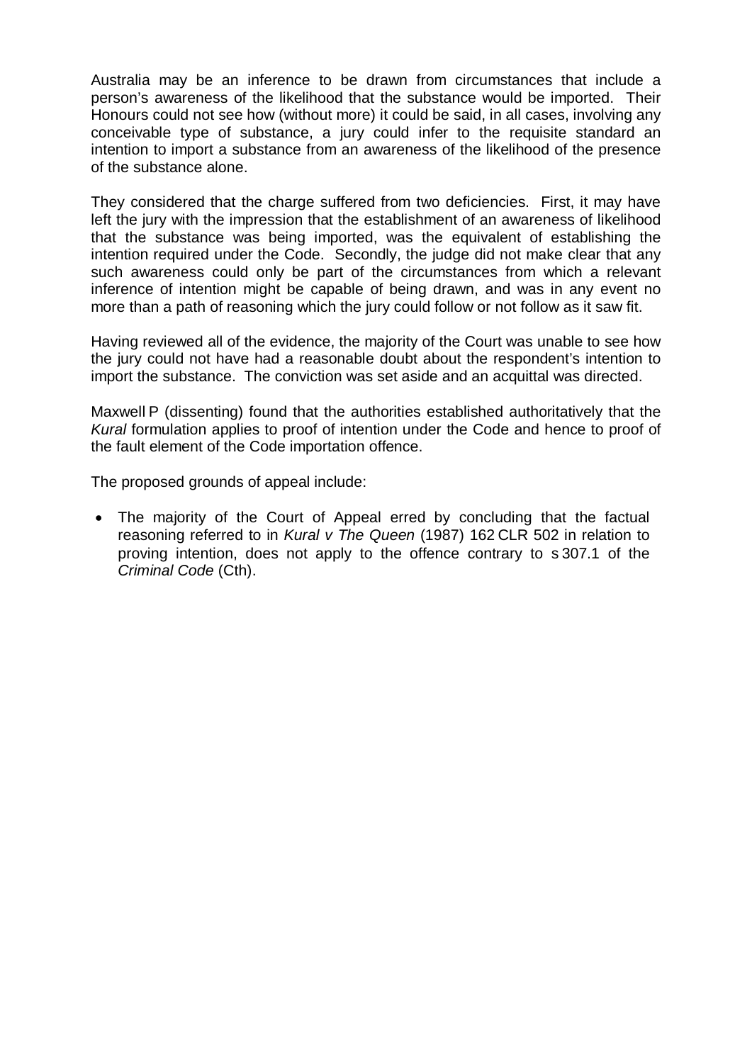Australia may be an inference to be drawn from circumstances that include a person's awareness of the likelihood that the substance would be imported. Their Honours could not see how (without more) it could be said, in all cases, involving any conceivable type of substance, a jury could infer to the requisite standard an intention to import a substance from an awareness of the likelihood of the presence of the substance alone.

They considered that the charge suffered from two deficiencies. First, it may have left the jury with the impression that the establishment of an awareness of likelihood that the substance was being imported, was the equivalent of establishing the intention required under the Code. Secondly, the judge did not make clear that any such awareness could only be part of the circumstances from which a relevant inference of intention might be capable of being drawn, and was in any event no more than a path of reasoning which the jury could follow or not follow as it saw fit.

Having reviewed all of the evidence, the majority of the Court was unable to see how the jury could not have had a reasonable doubt about the respondent's intention to import the substance. The conviction was set aside and an acquittal was directed.

Maxwell P (dissenting) found that the authorities established authoritatively that the *Kural* formulation applies to proof of intention under the Code and hence to proof of the fault element of the Code importation offence.

The proposed grounds of appeal include:

- The majority of the Court of Appeal erred by concluding that the factual reasoning referred to in *Kural v The Queen* (1987) 162 CLR 502 in relation to proving intention, does not apply to the offence contrary to s 307.1 of the *Criminal Code* (Cth).